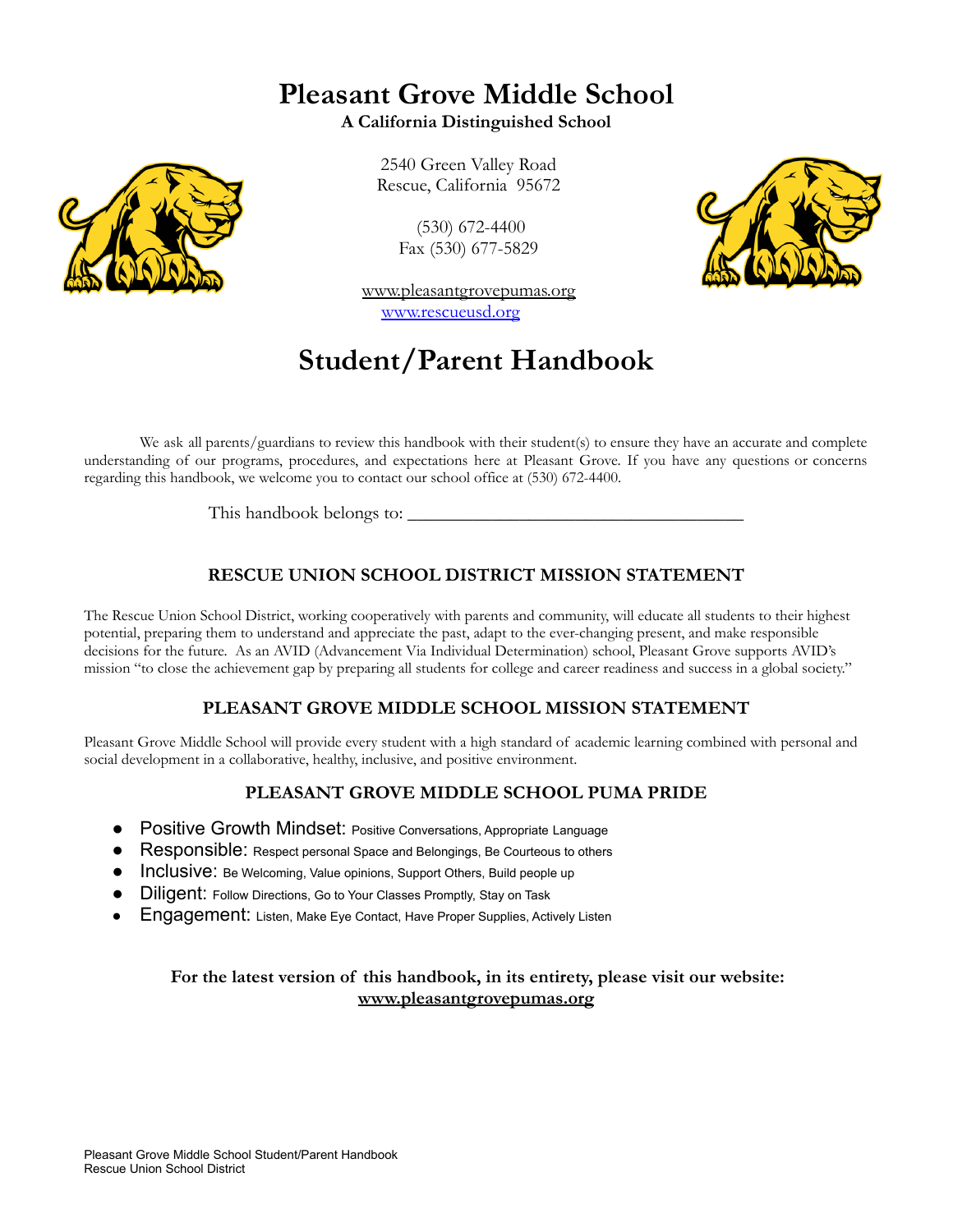# Pleasant Grove Middle School

**A California Distinguished School**

2540 Green Valley Road
Rescue, California 95672

(530) 672-4400
Fax (530) 677-5829

www.pleasantgrovepumas.org
www.rescueusd.org

# Student/Parent Handbook

We ask all parents/guardians to review this handbook with their student(s) to ensure they have an accurate and complete understanding of our programs, procedures, and expectations here at Pleasant Grove. If you have any questions or concerns regarding this handbook, we welcome you to contact our school office at (530) 672-4400.

This handbook belongs to: ___________________________________

## RESCUE UNION SCHOOL DISTRICT MISSION STATEMENT

The Rescue Union School District, working cooperatively with parents and community, will educate all students to their highest potential, preparing them to understand and appreciate the past, adapt to the ever-changing present, and make responsible decisions for the future. As an AVID (Advancement Via Individual Determination) school, Pleasant Grove supports AVID's mission "to close the achievement gap by preparing all students for college and career readiness and success in a global society."

## PLEASANT GROVE MIDDLE SCHOOL MISSION STATEMENT

Pleasant Grove Middle School will provide every student with a high standard of academic learning combined with personal and social development in a collaborative, healthy, inclusive, and positive environment.

## PLEASANT GROVE MIDDLE SCHOOL PUMA PRIDE

- Positive Growth Mindset: Positive Conversations, Appropriate Language
- Responsible: Respect personal Space and Belongings, Be Courteous to others
- Inclusive: Be Welcoming, Value opinions, Support Others, Build people up
- Diligent: Follow Directions, Go to Your Classes Promptly, Stay on Task
- Engagement: Listen, Make Eye Contact, Have Proper Supplies, Actively Listen

**For the latest version of this handbook, in its entirety, please visit our website: www.pleasantgrovepumas.org**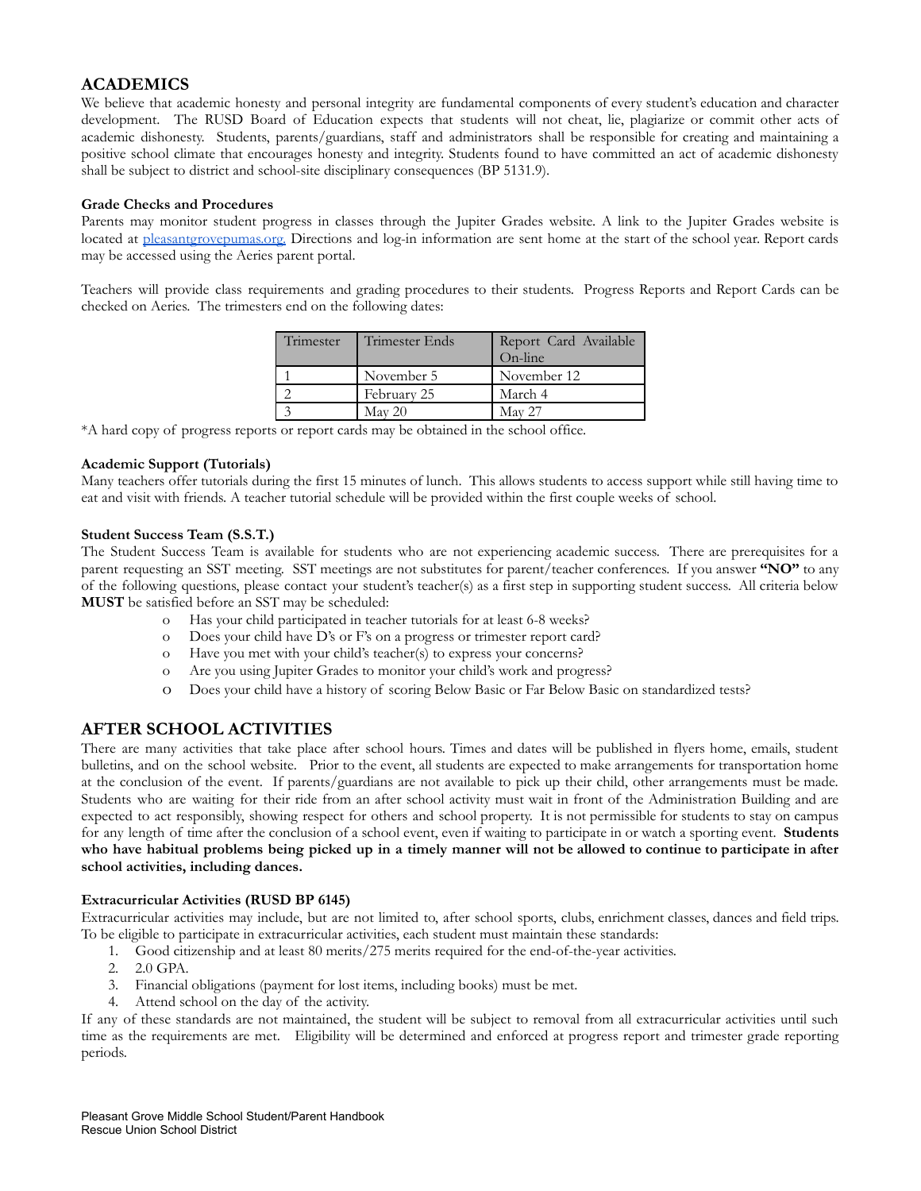## ACADEMICS

We believe that academic honesty and personal integrity are fundamental components of every student's education and character development. The RUSD Board of Education expects that students will not cheat, lie, plagiarize or commit other acts of academic dishonesty. Students, parents/guardians, staff and administrators shall be responsible for creating and maintaining a positive school climate that encourages honesty and integrity. Students found to have committed an act of academic dishonesty shall be subject to district and school-site disciplinary consequences (BP 5131.9).

### Grade Checks and Procedures

Parents may monitor student progress in classes through the Jupiter Grades website. A link to the Jupiter Grades website is located at pleasantgrovepumas.org. Directions and log-in information are sent home at the start of the school year. Report cards may be accessed using the Aeries parent portal.

Teachers will provide class requirements and grading procedures to their students. Progress Reports and Report Cards can be checked on Aeries. The trimesters end on the following dates:

| Trimester | Trimester Ends | Report Card Available On-line |
|---|---|---|
| 1 | November 5 | November 12 |
| 2 | February 25 | March 4 |
| 3 | May 20 | May 27 |

*A hard copy of progress reports or report cards may be obtained in the school office.

### Academic Support (Tutorials)

Many teachers offer tutorials during the first 15 minutes of lunch. This allows students to access support while still having time to eat and visit with friends. A teacher tutorial schedule will be provided within the first couple weeks of school.

### Student Success Team (S.S.T.)

The Student Success Team is available for students who are not experiencing academic success. There are prerequisites for a parent requesting an SST meeting. SST meetings are not substitutes for parent/teacher conferences. If you answer **"NO"** to any of the following questions, please contact your student's teacher(s) as a first step in supporting student success. All criteria below **MUST** be satisfied before an SST may be scheduled:

- Has your child participated in teacher tutorials for at least 6-8 weeks?
- Does your child have D's or F's on a progress or trimester report card?
- Have you met with your child's teacher(s) to express your concerns?
- Are you using Jupiter Grades to monitor your child's work and progress?
- Does your child have a history of scoring Below Basic or Far Below Basic on standardized tests?

## AFTER SCHOOL ACTIVITIES

There are many activities that take place after school hours. Times and dates will be published in flyers home, emails, student bulletins, and on the school website. Prior to the event, all students are expected to make arrangements for transportation home at the conclusion of the event. If parents/guardians are not available to pick up their child, other arrangements must be made. Students who are waiting for their ride from an after school activity must wait in front of the Administration Building and are expected to act responsibly, showing respect for others and school property. It is not permissible for students to stay on campus for any length of time after the conclusion of a school event, even if waiting to participate in or watch a sporting event. **Students who have habitual problems being picked up in a timely manner will not be allowed to continue to participate in after school activities, including dances.**

### Extracurricular Activities (RUSD BP 6145)

Extracurricular activities may include, but are not limited to, after school sports, clubs, enrichment classes, dances and field trips. To be eligible to participate in extracurricular activities, each student must maintain these standards:

1. Good citizenship and at least 80 merits/275 merits required for the end-of-the-year activities.
2. 2.0 GPA.
3. Financial obligations (payment for lost items, including books) must be met.
4. Attend school on the day of the activity.

If any of these standards are not maintained, the student will be subject to removal from all extracurricular activities until such time as the requirements are met. Eligibility will be determined and enforced at progress report and trimester grade reporting periods.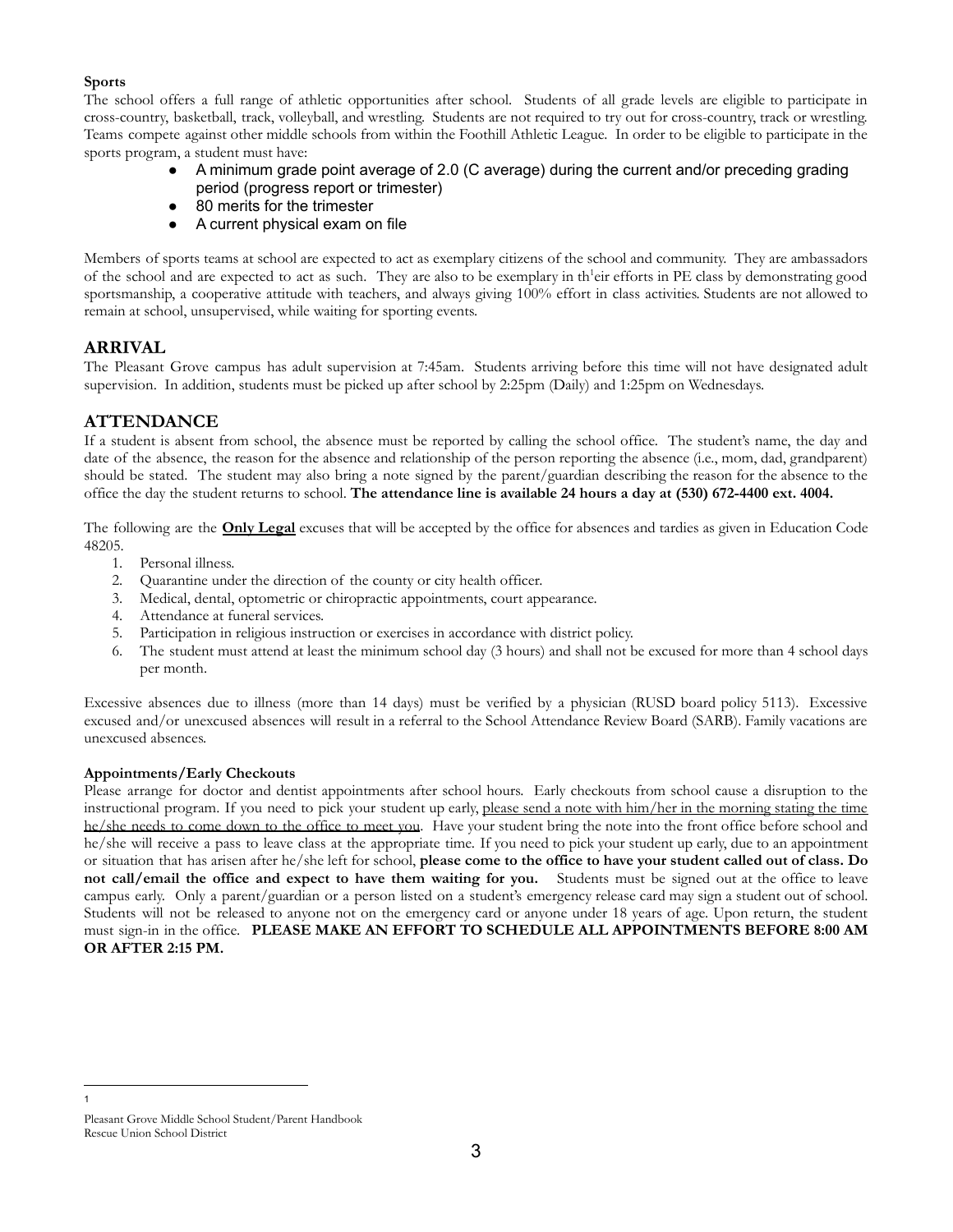**Sports**

The school offers a full range of athletic opportunities after school. Students of all grade levels are eligible to participate in cross-country, basketball, track, volleyball, and wrestling. Students are not required to try out for cross-country, track or wrestling. Teams compete against other middle schools from within the Foothill Athletic League. In order to be eligible to participate in the sports program, a student must have:

- A minimum grade point average of 2.0 (C average) during the current and/or preceding grading period (progress report or trimester)
- 80 merits for the trimester
- A current physical exam on file

Members of sports teams at school are expected to act as exemplary citizens of the school and community. They are ambassadors of the school and are expected to act as such. They are also to be exemplary in th[1]eir efforts in PE class by demonstrating good sportsmanship, a cooperative attitude with teachers, and always giving 100% effort in class activities. Students are not allowed to remain at school, unsupervised, while waiting for sporting events.

## ARRIVAL

The Pleasant Grove campus has adult supervision at 7:45am. Students arriving before this time will not have designated adult supervision. In addition, students must be picked up after school by 2:25pm (Daily) and 1:25pm on Wednesdays.

## ATTENDANCE

If a student is absent from school, the absence must be reported by calling the school office. The student's name, the day and date of the absence, the reason for the absence and relationship of the person reporting the absence (i.e., mom, dad, grandparent) should be stated. The student may also bring a note signed by the parent/guardian describing the reason for the absence to the office the day the student returns to school. **The attendance line is available 24 hours a day at (530) 672-4400 ext. 4004.**

The following are the **Only Legal** excuses that will be accepted by the office for absences and tardies as given in Education Code 48205.

1. Personal illness.
2. Quarantine under the direction of the county or city health officer.
3. Medical, dental, optometric or chiropractic appointments, court appearance.
4. Attendance at funeral services.
5. Participation in religious instruction or exercises in accordance with district policy.
6. The student must attend at least the minimum school day (3 hours) and shall not be excused for more than 4 school days per month.

Excessive absences due to illness (more than 14 days) must be verified by a physician (RUSD board policy 5113). Excessive excused and/or unexcused absences will result in a referral to the School Attendance Review Board (SARB). Family vacations are unexcused absences.

**Appointments/Early Checkouts**

Please arrange for doctor and dentist appointments after school hours. Early checkouts from school cause a disruption to the instructional program. If you need to pick your student up early, please send a note with him/her in the morning stating the time he/she needs to come down to the office to meet you. Have your student bring the note into the front office before school and he/she will receive a pass to leave class at the appropriate time. If you need to pick your student up early, due to an appointment or situation that has arisen after he/she left for school, **please come to the office to have your student called out of class. Do not call/email the office and expect to have them waiting for you.** Students must be signed out at the office to leave campus early. Only a parent/guardian or a person listed on a student's emergency release card may sign a student out of school. Students will not be released to anyone not on the emergency card or anyone under 18 years of age. Upon return, the student must sign-in in the office. **PLEASE MAKE AN EFFORT TO SCHEDULE ALL APPOINTMENTS BEFORE 8:00 AM OR AFTER 2:15 PM.**

[1]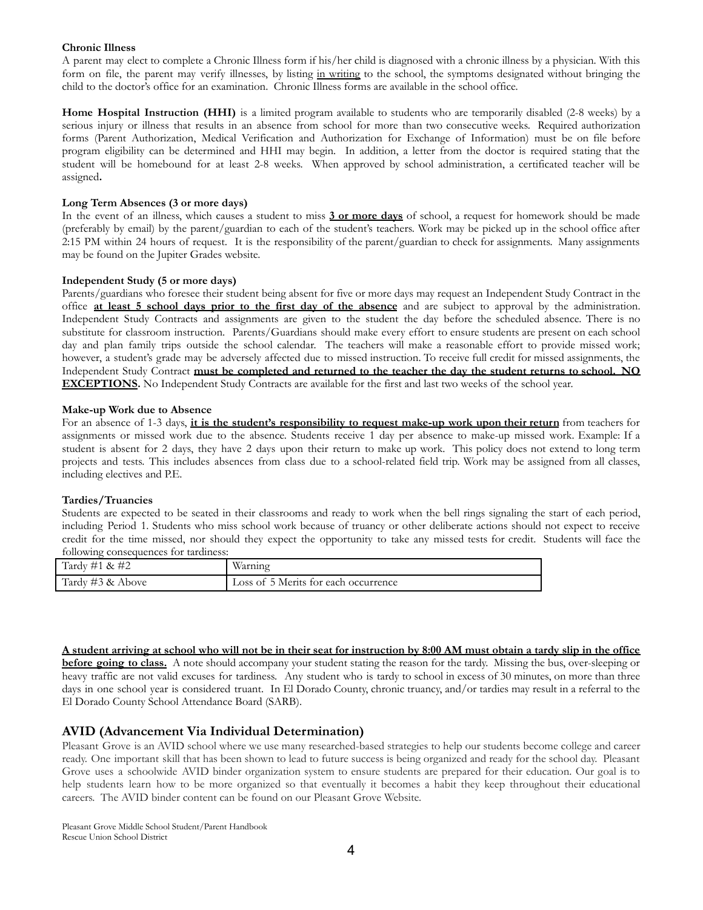**Chronic Illness**

A parent may elect to complete a Chronic Illness form if his/her child is diagnosed with a chronic illness by a physician. With this form on file, the parent may verify illnesses, by listing <u>in writing</u> to the school, the symptoms designated without bringing the child to the doctor's office for an examination. Chronic Illness forms are available in the school office.

**Home Hospital Instruction (HHI)** is a limited program available to students who are temporarily disabled (2-8 weeks) by a serious injury or illness that results in an absence from school for more than two consecutive weeks. Required authorization forms (Parent Authorization, Medical Verification and Authorization for Exchange of Information) must be on file before program eligibility can be determined and HHI may begin. In addition, a letter from the doctor is required stating that the student will be homebound for at least 2-8 weeks. When approved by school administration, a certificated teacher will be assigned**.**

**Long Term Absences (3 or more days)**

In the event of an illness, which causes a student to miss **<u>3 or more days</u>** of school, a request for homework should be made (preferably by email) by the parent/guardian to each of the student's teachers. Work may be picked up in the school office after 2:15 PM within 24 hours of request. It is the responsibility of the parent/guardian to check for assignments. Many assignments may be found on the Jupiter Grades website.

**Independent Study (5 or more days)**

Parents/guardians who foresee their student being absent for five or more days may request an Independent Study Contract in the office **<u>at least 5 school days prior to the first day of the absence</u>** and are subject to approval by the administration. Independent Study Contracts and assignments are given to the student the day before the scheduled absence. There is no substitute for classroom instruction. Parents/Guardians should make every effort to ensure students are present on each school day and plan family trips outside the school calendar. The teachers will make a reasonable effort to provide missed work; however, a student's grade may be adversely affected due to missed instruction. To receive full credit for missed assignments, the Independent Study Contract **<u>must be completed and returned to the teacher the day the student returns to school. NO EXCEPTIONS</u>.** No Independent Study Contracts are available for the first and last two weeks of the school year.

**Make-up Work due to Absence**

For an absence of 1-3 days, **<u>it is the student's responsibility to request make-up work upon their return</u>** from teachers for assignments or missed work due to the absence. Students receive 1 day per absence to make-up missed work. Example: If a student is absent for 2 days, they have 2 days upon their return to make up work. This policy does not extend to long term projects and tests. This includes absences from class due to a school-related field trip. Work may be assigned from all classes, including electives and P.E.

**Tardies/Truancies**

Students are expected to be seated in their classrooms and ready to work when the bell rings signaling the start of each period, including Period 1. Students who miss school work because of truancy or other deliberate actions should not expect to receive credit for the time missed, nor should they expect the opportunity to take any missed tests for credit. Students will face the following consequences for tardiness:

| Tardy #1 & #2 | Warning |
|---|---|
| Tardy #3 & Above | Loss of 5 Merits for each occurrence |

**<u>A student arriving at school who will not be in their seat for instruction by 8:00 AM must obtain a tardy slip in the office before going to class.</u>** A note should accompany your student stating the reason for the tardy. Missing the bus, over-sleeping or heavy traffic are not valid excuses for tardiness. Any student who is tardy to school in excess of 30 minutes, on more than three days in one school year is considered truant. In El Dorado County, chronic truancy, and/or tardies may result in a referral to the El Dorado County School Attendance Board (SARB).

## AVID (Advancement Via Individual Determination)

Pleasant Grove is an AVID school where we use many researched-based strategies to help our students become college and career ready. One important skill that has been shown to lead to future success is being organized and ready for the school day. Pleasant Grove uses a schoolwide AVID binder organization system to ensure students are prepared for their education. Our goal is to help students learn how to be more organized so that eventually it becomes a habit they keep throughout their educational careers. The AVID binder content can be found on our Pleasant Grove Website.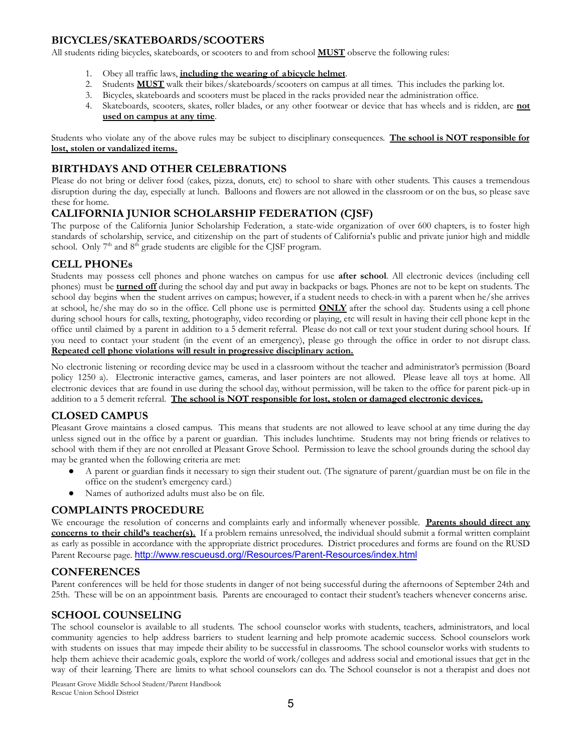## BICYCLES/SKATEBOARDS/SCOOTERS

All students riding bicycles, skateboards, or scooters to and from school **MUST** observe the following rules:

1. Obey all traffic laws, **including the wearing of abicycle helmet**.
2. Students **MUST** walk their bikes/skateboards/scooters on campus at all times. This includes the parking lot.
3. Bicycles, skateboards and scooters must be placed in the racks provided near the administration office.
4. Skateboards, scooters, skates, roller blades, or any other footwear or device that has wheels and is ridden, are **not used on campus at any time**.

Students who violate any of the above rules may be subject to disciplinary consequences. **The school is NOT responsible for lost, stolen or vandalized items.**

## BIRTHDAYS AND OTHER CELEBRATIONS

Please do not bring or deliver food (cakes, pizza, donuts, etc) to school to share with other students. This causes a tremendous disruption during the day, especially at lunch. Balloons and flowers are not allowed in the classroom or on the bus, so please save these for home.

## CALIFORNIA JUNIOR SCHOLARSHIP FEDERATION (CJSF)

The purpose of the California Junior Scholarship Federation, a state-wide organization of over 600 chapters, is to foster high standards of scholarship, service, and citizenship on the part of students of California's public and private junior high and middle school. Only 7th and 8th grade students are eligible for the CJSF program.

## CELL PHONEs

Students may possess cell phones and phone watches on campus for use **after school**. All electronic devices (including cell phones) must be **turned off** during the school day and put away in backpacks or bags. Phones are not to be kept on students. The school day begins when the student arrives on campus; however, if a student needs to check-in with a parent when he/she arrives at school, he/she may do so in the office. Cell phone use is permitted **ONLY** after the school day. Students using a cell phone during school hours for calls, texting, photography, video recording or playing, etc will result in having their cell phone kept in the office until claimed by a parent in addition to a 5 demerit referral. Please do not call or text your student during school hours. If you need to contact your student (in the event of an emergency), please go through the office in order to not disrupt class. **Repeated cell phone violations will result in progressive disciplinary action.**

No electronic listening or recording device may be used in a classroom without the teacher and administrator's permission (Board policy 1250 a). Electronic interactive games, cameras, and laser pointers are not allowed. Please leave all toys at home. All electronic devices that are found in use during the school day, without permission, will be taken to the office for parent pick-up in addition to a 5 demerit referral. **The school is NOT responsible for lost, stolen or damaged electronic devices.**

## CLOSED CAMPUS

Pleasant Grove maintains a closed campus. This means that students are not allowed to leave school at any time during the day unless signed out in the office by a parent or guardian. This includes lunchtime. Students may not bring friends or relatives to school with them if they are not enrolled at Pleasant Grove School. Permission to leave the school grounds during the school day may be granted when the following criteria are met:

- A parent or guardian finds it necessary to sign their student out. (The signature of parent/guardian must be on file in the office on the student's emergency card.)
- Names of authorized adults must also be on file.

## COMPLAINTS PROCEDURE

We encourage the resolution of concerns and complaints early and informally whenever possible. **Parents should direct any concerns to their child's teacher(s).** If a problem remains unresolved, the individual should submit a formal written complaint as early as possible in accordance with the appropriate district procedures. District procedures and forms are found on the RUSD Parent Recourse page. http://www.rescueusd.org//Resources/Parent-Resources/index.html

## CONFERENCES

Parent conferences will be held for those students in danger of not being successful during the afternoons of September 24th and 25th. These will be on an appointment basis. Parents are encouraged to contact their student's teachers whenever concerns arise.

## SCHOOL COUNSELING

The school counselor is available to all students. The school counselor works with students, teachers, administrators, and local community agencies to help address barriers to student learning and help promote academic success. School counselors work with students on issues that may impede their ability to be successful in classrooms. The school counselor works with students to help them achieve their academic goals, explore the world of work/colleges and address social and emotional issues that get in the way of their learning. There are limits to what school counselors can do. The School counselor is not a therapist and does not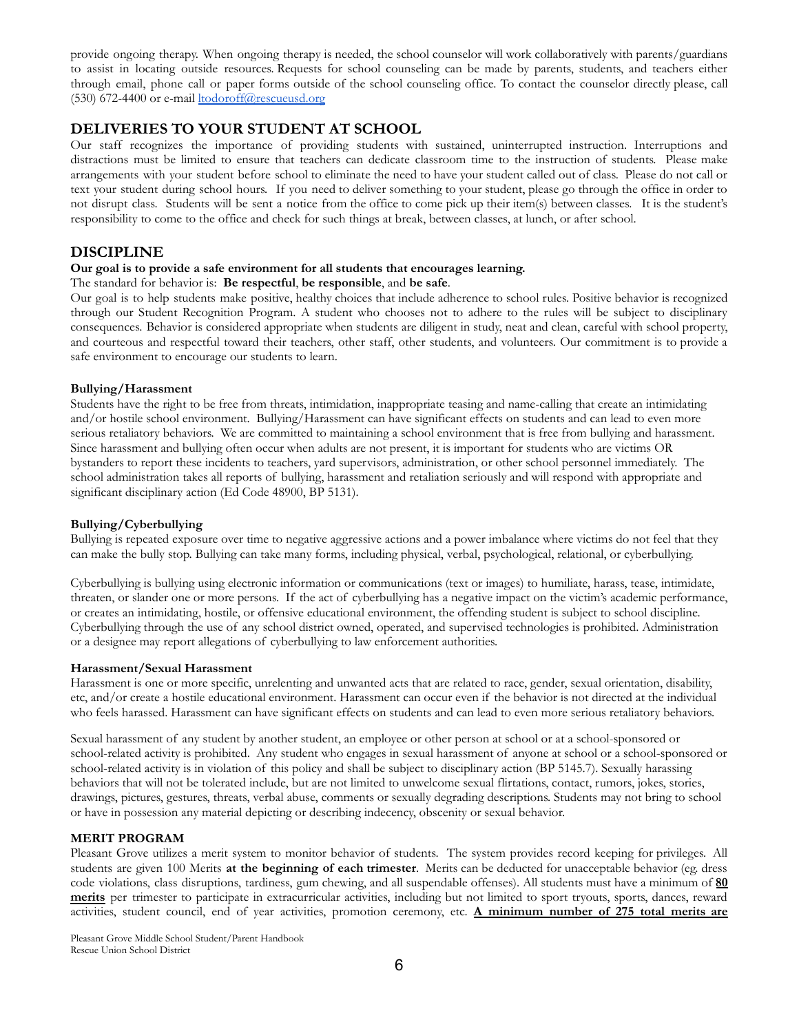provide ongoing therapy. When ongoing therapy is needed, the school counselor will work collaboratively with parents/guardians to assist in locating outside resources. Requests for school counseling can be made by parents, students, and teachers either through email, phone call or paper forms outside of the school counseling office. To contact the counselor directly please, call (530) 672-4400 or e-mail ltodoroff@rescueusd.org

## DELIVERIES TO YOUR STUDENT AT SCHOOL

Our staff recognizes the importance of providing students with sustained, uninterrupted instruction. Interruptions and distractions must be limited to ensure that teachers can dedicate classroom time to the instruction of students. Please make arrangements with your student before school to eliminate the need to have your student called out of class. Please do not call or text your student during school hours. If you need to deliver something to your student, please go through the office in order to not disrupt class. Students will be sent a notice from the office to come pick up their item(s) between classes. It is the student's responsibility to come to the office and check for such things at break, between classes, at lunch, or after school.

## DISCIPLINE

**Our goal is to provide a safe environment for all students that encourages learning.**

The standard for behavior is: **Be respectful**, **be responsible**, and **be safe**.

Our goal is to help students make positive, healthy choices that include adherence to school rules. Positive behavior is recognized through our Student Recognition Program. A student who chooses not to adhere to the rules will be subject to disciplinary consequences. Behavior is considered appropriate when students are diligent in study, neat and clean, careful with school property, and courteous and respectful toward their teachers, other staff, other students, and volunteers. Our commitment is to provide a safe environment to encourage our students to learn.

**Bullying/Harassment**

Students have the right to be free from threats, intimidation, inappropriate teasing and name-calling that create an intimidating and/or hostile school environment. Bullying/Harassment can have significant effects on students and can lead to even more serious retaliatory behaviors. We are committed to maintaining a school environment that is free from bullying and harassment. Since harassment and bullying often occur when adults are not present, it is important for students who are victims OR bystanders to report these incidents to teachers, yard supervisors, administration, or other school personnel immediately. The school administration takes all reports of bullying, harassment and retaliation seriously and will respond with appropriate and significant disciplinary action (Ed Code 48900, BP 5131).

**Bullying/Cyberbullying**

Bullying is repeated exposure over time to negative aggressive actions and a power imbalance where victims do not feel that they can make the bully stop. Bullying can take many forms, including physical, verbal, psychological, relational, or cyberbullying.

Cyberbullying is bullying using electronic information or communications (text or images) to humiliate, harass, tease, intimidate, threaten, or slander one or more persons. If the act of cyberbullying has a negative impact on the victim's academic performance, or creates an intimidating, hostile, or offensive educational environment, the offending student is subject to school discipline. Cyberbullying through the use of any school district owned, operated, and supervised technologies is prohibited. Administration or a designee may report allegations of cyberbullying to law enforcement authorities.

**Harassment/Sexual Harassment**

Harassment is one or more specific, unrelenting and unwanted acts that are related to race, gender, sexual orientation, disability, etc, and/or create a hostile educational environment. Harassment can occur even if the behavior is not directed at the individual who feels harassed. Harassment can have significant effects on students and can lead to even more serious retaliatory behaviors.

Sexual harassment of any student by another student, an employee or other person at school or at a school-sponsored or school-related activity is prohibited. Any student who engages in sexual harassment of anyone at school or a school-sponsored or school-related activity is in violation of this policy and shall be subject to disciplinary action (BP 5145.7). Sexually harassing behaviors that will not be tolerated include, but are not limited to unwelcome sexual flirtations, contact, rumors, jokes, stories, drawings, pictures, gestures, threats, verbal abuse, comments or sexually degrading descriptions. Students may not bring to school or have in possession any material depicting or describing indecency, obscenity or sexual behavior.

**MERIT PROGRAM**

Pleasant Grove utilizes a merit system to monitor behavior of students. The system provides record keeping for privileges. All students are given 100 Merits **at the beginning of each trimester**. Merits can be deducted for unacceptable behavior (eg. dress code violations, class disruptions, tardiness, gum chewing, and all suspendable offenses). All students must have a minimum of **80 merits** per trimester to participate in extracurricular activities, including but not limited to sport tryouts, sports, dances, reward activities, student council, end of year activities, promotion ceremony, etc. **A minimum number of 275 total merits are**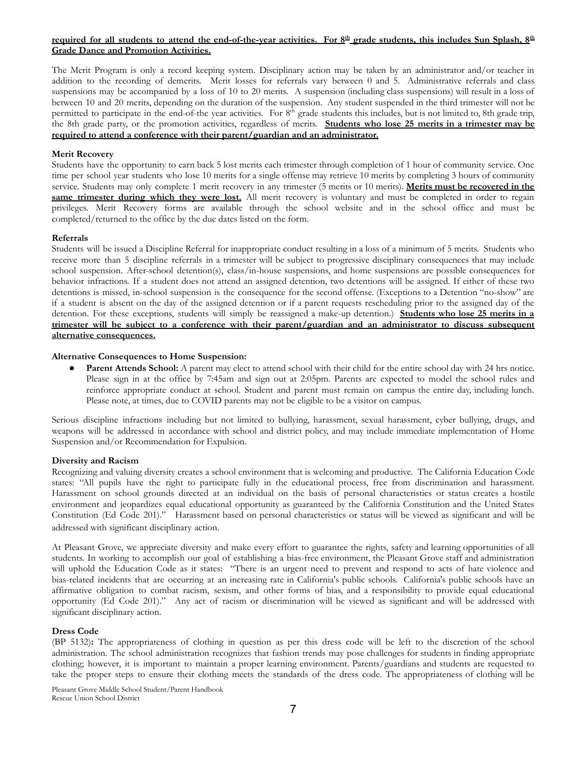**required for all students to attend the end-of-the-year activities. For 8th grade students, this includes Sun Splash, 8th Grade Dance and Promotion Activities.**

The Merit Program is only a record keeping system. Disciplinary action may be taken by an administrator and/or teacher in addition to the recording of demerits. Merit losses for referrals vary between 0 and 5. Administrative referrals and class suspensions may be accompanied by a loss of 10 to 20 merits. A suspension (including class suspensions) will result in a loss of between 10 and 20 merits, depending on the duration of the suspension. Any student suspended in the third trimester will not be permitted to participate in the end-of-the year activities. For 8th grade students this includes, but is not limited to, 8th grade trip, the 8th grade party, or the promotion activities, regardless of merits. **Students who lose 25 merits in a trimester may be required to attend a conference with their parent/guardian and an administrator.**

**Merit Recovery**

Students have the opportunity to earn back 5 lost merits each trimester through completion of 1 hour of community service. One time per school year students who lose 10 merits for a single offense may retrieve 10 merits by completing 3 hours of community service. Students may only complete 1 merit recovery in any trimester (5 merits or 10 merits). **Merits must be recovered in the same trimester during which they were lost.** All merit recovery is voluntary and must be completed in order to regain privileges. Merit Recovery forms are available through the school website and in the school office and must be completed/returned to the office by the due dates listed on the form.

**Referrals**

Students will be issued a Discipline Referral for inappropriate conduct resulting in a loss of a minimum of 5 merits. Students who receive more than 5 discipline referrals in a trimester will be subject to progressive disciplinary consequences that may include school suspension. After-school detention(s), class/in-house suspensions, and home suspensions are possible consequences for behavior infractions. If a student does not attend an assigned detention, two detentions will be assigned. If either of these two detentions is missed, in-school suspension is the consequence for the second offense. (Exceptions to a Detention "no-show" are if a student is absent on the day of the assigned detention or if a parent requests rescheduling prior to the assigned day of the detention. For these exceptions, students will simply be reassigned a make-up detention.) **Students who lose 25 merits in a trimester will be subject to a conference with their parent/guardian and an administrator to discuss subsequent alternative consequences.**

**Alternative Consequences to Home Suspension:**

- **Parent Attends School:** A parent may elect to attend school with their child for the entire school day with 24 hrs notice. Please sign in at the office by 7:45am and sign out at 2:05pm. Parents are expected to model the school rules and reinforce appropriate conduct at school. Student and parent must remain on campus the entire day, including lunch. Please note, at times, due to COVID parents may not be eligible to be a visitor on campus.

Serious discipline infractions including but not limited to bullying, harassment, sexual harassment, cyber bullying, drugs, and weapons will be addressed in accordance with school and district policy, and may include immediate implementation of Home Suspension and/or Recommendation for Expulsion.

**Diversity and Racism**

Recognizing and valuing diversity creates a school environment that is welcoming and productive. The California Education Code states: "All pupils have the right to participate fully in the educational process, free from discrimination and harassment. Harassment on school grounds directed at an individual on the basis of personal characteristics or status creates a hostile environment and jeopardizes equal educational opportunity as guaranteed by the California Constitution and the United States Constitution (Ed Code 201)." Harassment based on personal characteristics or status will be viewed as significant and will be addressed with significant disciplinary action.

At Pleasant Grove, we appreciate diversity and make every effort to guarantee the rights, safety and learning opportunities of all students. In working to accomplish our goal of establishing a bias-free environment, the Pleasant Grove staff and administration will uphold the Education Code as it states: "There is an urgent need to prevent and respond to acts of hate violence and bias-related incidents that are occurring at an increasing rate in California's public schools. California's public schools have an affirmative obligation to combat racism, sexism, and other forms of bias, and a responsibility to provide equal educational opportunity (Ed Code 201)." Any act of racism or discrimination will be viewed as significant and will be addressed with significant disciplinary action.

**Dress Code**

(BP 5132)**:** The appropriateness of clothing in question as per this dress code will be left to the discretion of the school administration. The school administration recognizes that fashion trends may pose challenges for students in finding appropriate clothing; however, it is important to maintain a proper learning environment. Parents/guardians and students are requested to take the proper steps to ensure their clothing meets the standards of the dress code. The appropriateness of clothing will be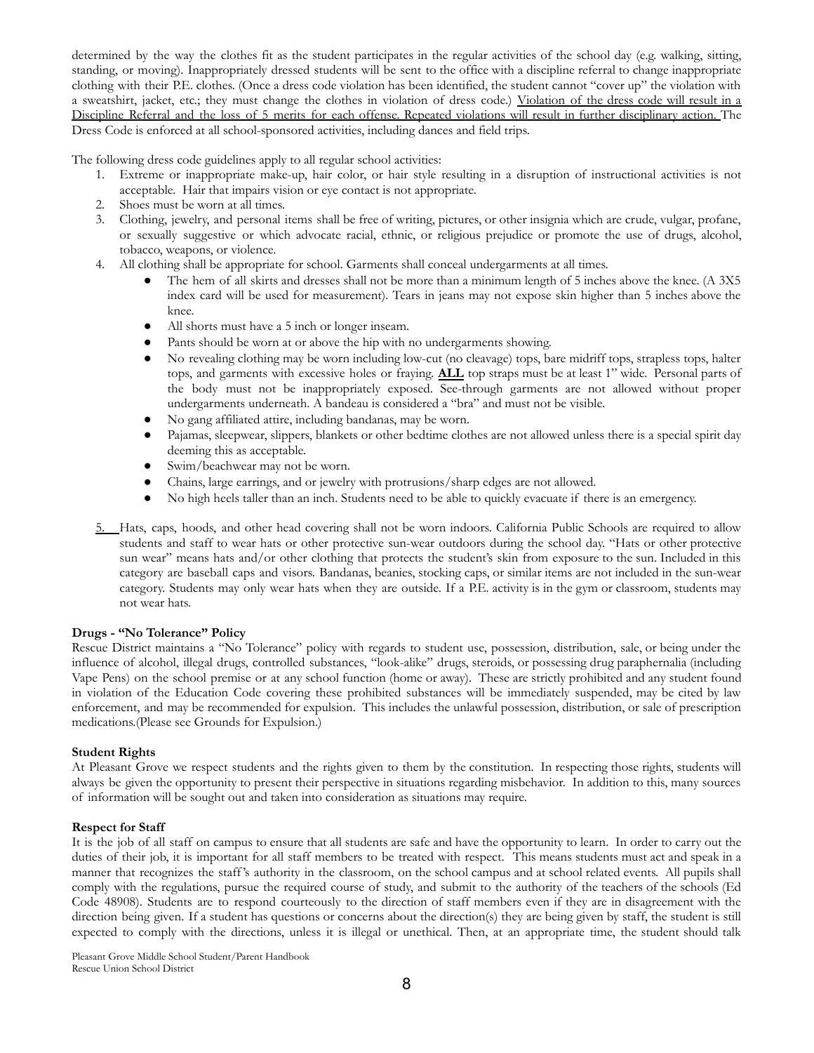determined by the way the clothes fit as the student participates in the regular activities of the school day (e.g. walking, sitting, standing, or moving). Inappropriately dressed students will be sent to the office with a discipline referral to change inappropriate clothing with their P.E. clothes. (Once a dress code violation has been identified, the student cannot "cover up" the violation with a sweatshirt, jacket, etc.; they must change the clothes in violation of dress code.) <u>Violation of the dress code will result in a Discipline Referral and the loss of 5 merits for each offense. Repeated violations will result in further disciplinary action.</u> The Dress Code is enforced at all school-sponsored activities, including dances and field trips.

The following dress code guidelines apply to all regular school activities:

1. Extreme or inappropriate make-up, hair color, or hair style resulting in a disruption of instructional activities is not acceptable. Hair that impairs vision or eye contact is not appropriate.
2. Shoes must be worn at all times.
3. Clothing, jewelry, and personal items shall be free of writing, pictures, or other insignia which are crude, vulgar, profane, or sexually suggestive or which advocate racial, ethnic, or religious prejudice or promote the use of drugs, alcohol, tobacco, weapons, or violence.
4. All clothing shall be appropriate for school. Garments shall conceal undergarments at all times.
    - The hem of all skirts and dresses shall not be more than a minimum length of 5 inches above the knee. (A 3X5 index card will be used for measurement). Tears in jeans may not expose skin higher than 5 inches above the knee.
    - All shorts must have a 5 inch or longer inseam.
    - Pants should be worn at or above the hip with no undergarments showing.
    - No revealing clothing may be worn including low-cut (no cleavage) tops, bare midriff tops, strapless tops, halter tops, and garments with excessive holes or fraying. <u>**ALL**</u> top straps must be at least 1" wide. Personal parts of the body must not be inappropriately exposed. See-through garments are not allowed without proper undergarments underneath. A bandeau is considered a "bra" and must not be visible.
    - No gang affiliated attire, including bandanas, may be worn.
    - Pajamas, sleepwear, slippers, blankets or other bedtime clothes are not allowed unless there is a special spirit day deeming this as acceptable.
    - Swim/beachwear may not be worn.
    - Chains, large earrings, and or jewelry with protrusions/sharp edges are not allowed.
    - No high heels taller than an inch. Students need to be able to quickly evacuate if there is an emergency.
5. Hats, caps, hoods, and other head covering shall not be worn indoors. California Public Schools are required to allow students and staff to wear hats or other protective sun-wear outdoors during the school day. "Hats or other protective sun wear" means hats and/or other clothing that protects the student's skin from exposure to the sun. Included in this category are baseball caps and visors. Bandanas, beanies, stocking caps, or similar items are not included in the sun-wear category. Students may only wear hats when they are outside. If a P.E. activity is in the gym or classroom, students may not wear hats.

**Drugs - "No Tolerance" Policy**

Rescue District maintains a "No Tolerance" policy with regards to student use, possession, distribution, sale, or being under the influence of alcohol, illegal drugs, controlled substances, "look-alike" drugs, steroids, or possessing drug paraphernalia (including Vape Pens) on the school premise or at any school function (home or away). These are strictly prohibited and any student found in violation of the Education Code covering these prohibited substances will be immediately suspended, may be cited by law enforcement, and may be recommended for expulsion. This includes the unlawful possession, distribution, or sale of prescription medications.(Please see Grounds for Expulsion.)

**Student Rights**

At Pleasant Grove we respect students and the rights given to them by the constitution. In respecting those rights, students will always be given the opportunity to present their perspective in situations regarding misbehavior. In addition to this, many sources of information will be sought out and taken into consideration as situations may require.

**Respect for Staff**

It is the job of all staff on campus to ensure that all students are safe and have the opportunity to learn. In order to carry out the duties of their job, it is important for all staff members to be treated with respect. This means students must act and speak in a manner that recognizes the staff's authority in the classroom, on the school campus and at school related events. All pupils shall comply with the regulations, pursue the required course of study, and submit to the authority of the teachers of the schools (Ed Code 48908). Students are to respond courteously to the direction of staff members even if they are in disagreement with the direction being given. If a student has questions or concerns about the direction(s) they are being given by staff, the student is still expected to comply with the directions, unless it is illegal or unethical. Then, at an appropriate time, the student should talk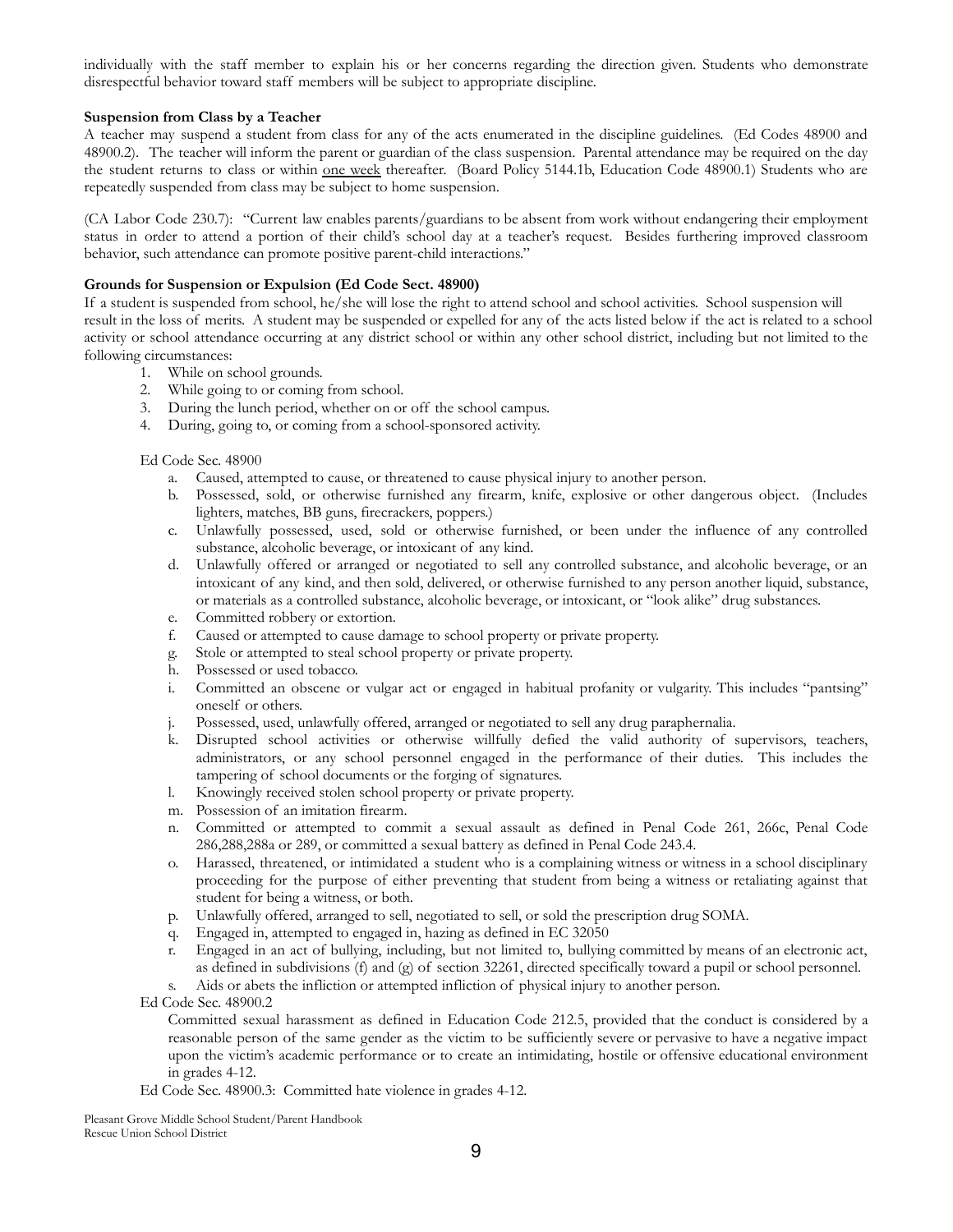individually with the staff member to explain his or her concerns regarding the direction given. Students who demonstrate disrespectful behavior toward staff members will be subject to appropriate discipline.

**Suspension from Class by a Teacher**

A teacher may suspend a student from class for any of the acts enumerated in the discipline guidelines. (Ed Codes 48900 and 48900.2). The teacher will inform the parent or guardian of the class suspension. Parental attendance may be required on the day the student returns to class or within <u>one week</u> thereafter. (Board Policy 5144.1b, Education Code 48900.1) Students who are repeatedly suspended from class may be subject to home suspension.

(CA Labor Code 230.7): "Current law enables parents/guardians to be absent from work without endangering their employment status in order to attend a portion of their child's school day at a teacher's request. Besides furthering improved classroom behavior, such attendance can promote positive parent-child interactions."

**Grounds for Suspension or Expulsion (Ed Code Sect. 48900)**

If a student is suspended from school, he/she will lose the right to attend school and school activities. School suspension will result in the loss of merits. A student may be suspended or expelled for any of the acts listed below if the act is related to a school activity or school attendance occurring at any district school or within any other school district, including but not limited to the following circumstances:

1. While on school grounds.
2. While going to or coming from school.
3. During the lunch period, whether on or off the school campus.
4. During, going to, or coming from a school-sponsored activity.

Ed Code Sec. 48900

a. Caused, attempted to cause, or threatened to cause physical injury to another person.
b. Possessed, sold, or otherwise furnished any firearm, knife, explosive or other dangerous object. (Includes lighters, matches, BB guns, firecrackers, poppers.)
c. Unlawfully possessed, used, sold or otherwise furnished, or been under the influence of any controlled substance, alcoholic beverage, or intoxicant of any kind.
d. Unlawfully offered or arranged or negotiated to sell any controlled substance, and alcoholic beverage, or an intoxicant of any kind, and then sold, delivered, or otherwise furnished to any person another liquid, substance, or materials as a controlled substance, alcoholic beverage, or intoxicant, or "look alike" drug substances.
e. Committed robbery or extortion.
f. Caused or attempted to cause damage to school property or private property.
g. Stole or attempted to steal school property or private property.
h. Possessed or used tobacco.
i. Committed an obscene or vulgar act or engaged in habitual profanity or vulgarity. This includes "pantsing" oneself or others.
j. Possessed, used, unlawfully offered, arranged or negotiated to sell any drug paraphernalia.
k. Disrupted school activities or otherwise willfully defied the valid authority of supervisors, teachers, administrators, or any school personnel engaged in the performance of their duties. This includes the tampering of school documents or the forging of signatures.
l. Knowingly received stolen school property or private property.
m. Possession of an imitation firearm.
n. Committed or attempted to commit a sexual assault as defined in Penal Code 261, 266c, Penal Code 286,288,288a or 289, or committed a sexual battery as defined in Penal Code 243.4.
o. Harassed, threatened, or intimidated a student who is a complaining witness or witness in a school disciplinary proceeding for the purpose of either preventing that student from being a witness or retaliating against that student for being a witness, or both.
p. Unlawfully offered, arranged to sell, negotiated to sell, or sold the prescription drug SOMA.
q. Engaged in, attempted to engaged in, hazing as defined in EC 32050
r. Engaged in an act of bullying, including, but not limited to, bullying committed by means of an electronic act, as defined in subdivisions (f) and (g) of section 32261, directed specifically toward a pupil or school personnel.
s. Aids or abets the infliction or attempted infliction of physical injury to another person.

Ed Code Sec. 48900.2

Committed sexual harassment as defined in Education Code 212.5, provided that the conduct is considered by a reasonable person of the same gender as the victim to be sufficiently severe or pervasive to have a negative impact upon the victim's academic performance or to create an intimidating, hostile or offensive educational environment in grades 4-12.

Ed Code Sec. 48900.3: Committed hate violence in grades 4-12.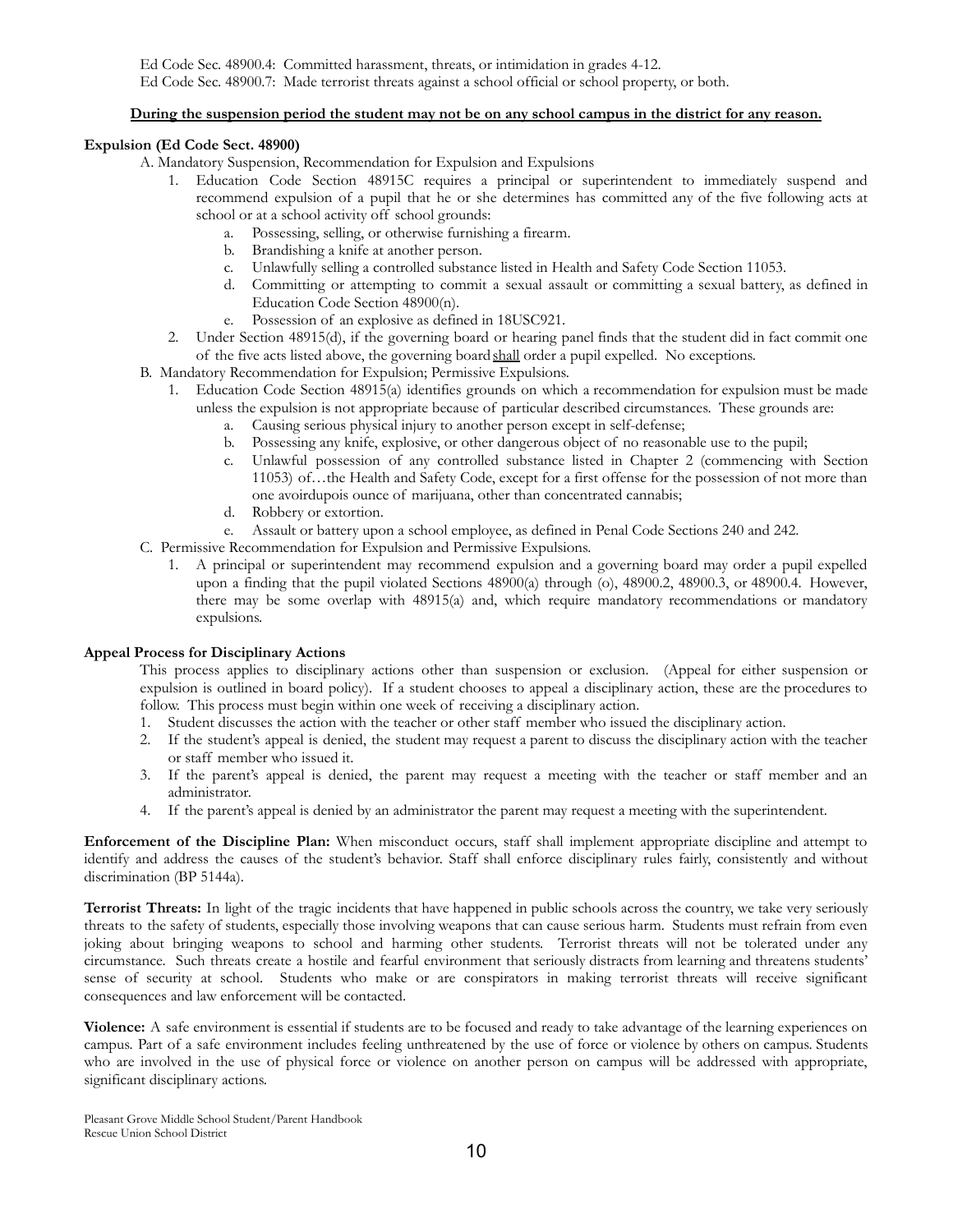Ed Code Sec. 48900.4: Committed harassment, threats, or intimidation in grades 4-12.
Ed Code Sec. 48900.7: Made terrorist threats against a school official or school property, or both.

**During the suspension period the student may not be on any school campus in the district for any reason.**

**Expulsion (Ed Code Sect. 48900)**

A. Mandatory Suspension, Recommendation for Expulsion and Expulsions

1. Education Code Section 48915C requires a principal or superintendent to immediately suspend and recommend expulsion of a pupil that he or she determines has committed any of the five following acts at school or at a school activity off school grounds:
    a. Possessing, selling, or otherwise furnishing a firearm.
    b. Brandishing a knife at another person.
    c. Unlawfully selling a controlled substance listed in Health and Safety Code Section 11053.
    d. Committing or attempting to commit a sexual assault or committing a sexual battery, as defined in Education Code Section 48900(n).
    e. Possession of an explosive as defined in 18USC921.
2. Under Section 48915(d), if the governing board or hearing panel finds that the student did in fact commit one of the five acts listed above, the governing board shall order a pupil expelled. No exceptions.

B. Mandatory Recommendation for Expulsion; Permissive Expulsions.

1. Education Code Section 48915(a) identifies grounds on which a recommendation for expulsion must be made unless the expulsion is not appropriate because of particular described circumstances. These grounds are:
    a. Causing serious physical injury to another person except in self-defense;
    b. Possessing any knife, explosive, or other dangerous object of no reasonable use to the pupil;
    c. Unlawful possession of any controlled substance listed in Chapter 2 (commencing with Section 11053) of…the Health and Safety Code, except for a first offense for the possession of not more than one avoirdupois ounce of marijuana, other than concentrated cannabis;
    d. Robbery or extortion.
    e. Assault or battery upon a school employee, as defined in Penal Code Sections 240 and 242.

C. Permissive Recommendation for Expulsion and Permissive Expulsions.

1. A principal or superintendent may recommend expulsion and a governing board may order a pupil expelled upon a finding that the pupil violated Sections 48900(a) through (o), 48900.2, 48900.3, or 48900.4. However, there may be some overlap with 48915(a) and, which require mandatory recommendations or mandatory expulsions.

**Appeal Process for Disciplinary Actions**

This process applies to disciplinary actions other than suspension or exclusion. (Appeal for either suspension or expulsion is outlined in board policy). If a student chooses to appeal a disciplinary action, these are the procedures to follow. This process must begin within one week of receiving a disciplinary action.

1. Student discusses the action with the teacher or other staff member who issued the disciplinary action.
2. If the student's appeal is denied, the student may request a parent to discuss the disciplinary action with the teacher or staff member who issued it.
3. If the parent's appeal is denied, the parent may request a meeting with the teacher or staff member and an administrator.
4. If the parent's appeal is denied by an administrator the parent may request a meeting with the superintendent.

**Enforcement of the Discipline Plan:** When misconduct occurs, staff shall implement appropriate discipline and attempt to identify and address the causes of the student's behavior. Staff shall enforce disciplinary rules fairly, consistently and without discrimination (BP 5144a).

**Terrorist Threats:** In light of the tragic incidents that have happened in public schools across the country, we take very seriously threats to the safety of students, especially those involving weapons that can cause serious harm. Students must refrain from even joking about bringing weapons to school and harming other students. Terrorist threats will not be tolerated under any circumstance. Such threats create a hostile and fearful environment that seriously distracts from learning and threatens students' sense of security at school. Students who make or are conspirators in making terrorist threats will receive significant consequences and law enforcement will be contacted.

**Violence:** A safe environment is essential if students are to be focused and ready to take advantage of the learning experiences on campus. Part of a safe environment includes feeling unthreatened by the use of force or violence by others on campus. Students who are involved in the use of physical force or violence on another person on campus will be addressed with appropriate, significant disciplinary actions.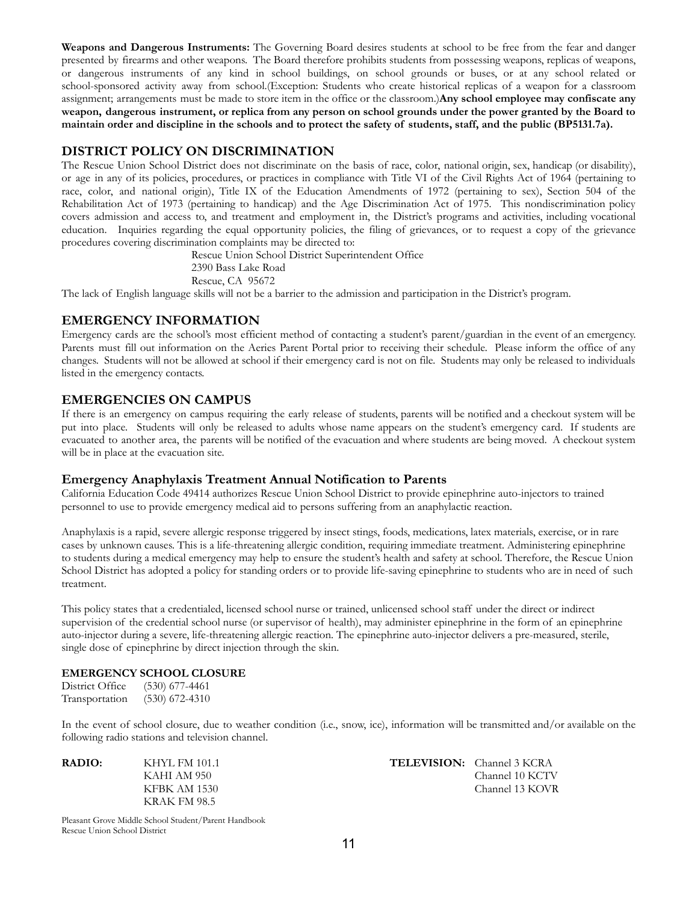**Weapons and Dangerous Instruments:** The Governing Board desires students at school to be free from the fear and danger presented by firearms and other weapons. The Board therefore prohibits students from possessing weapons, replicas of weapons, or dangerous instruments of any kind in school buildings, on school grounds or buses, or at any school related or school-sponsored activity away from school.(Exception: Students who create historical replicas of a weapon for a classroom assignment; arrangements must be made to store item in the office or the classroom.)**Any school employee may confiscate any weapon, dangerous instrument, or replica from any person on school grounds under the power granted by the Board to maintain order and discipline in the schools and to protect the safety of students, staff, and the public (BP5131.7a).**

## DISTRICT POLICY ON DISCRIMINATION

The Rescue Union School District does not discriminate on the basis of race, color, national origin, sex, handicap (or disability), or age in any of its policies, procedures, or practices in compliance with Title VI of the Civil Rights Act of 1964 (pertaining to race, color, and national origin), Title IX of the Education Amendments of 1972 (pertaining to sex), Section 504 of the Rehabilitation Act of 1973 (pertaining to handicap) and the Age Discrimination Act of 1975. This nondiscrimination policy covers admission and access to, and treatment and employment in, the District's programs and activities, including vocational education. Inquiries regarding the equal opportunity policies, the filing of grievances, or to request a copy of the grievance procedures covering discrimination complaints may be directed to:

Rescue Union School District Superintendent Office
2390 Bass Lake Road
Rescue, CA 95672

The lack of English language skills will not be a barrier to the admission and participation in the District's program.

## EMERGENCY INFORMATION

Emergency cards are the school's most efficient method of contacting a student's parent/guardian in the event of an emergency. Parents must fill out information on the Aeries Parent Portal prior to receiving their schedule. Please inform the office of any changes. Students will not be allowed at school if their emergency card is not on file. Students may only be released to individuals listed in the emergency contacts.

## EMERGENCIES ON CAMPUS

If there is an emergency on campus requiring the early release of students, parents will be notified and a checkout system will be put into place. Students will only be released to adults whose name appears on the student's emergency card. If students are evacuated to another area, the parents will be notified of the evacuation and where students are being moved. A checkout system will be in place at the evacuation site.

### Emergency Anaphylaxis Treatment Annual Notification to Parents

California Education Code 49414 authorizes Rescue Union School District to provide epinephrine auto-injectors to trained personnel to use to provide emergency medical aid to persons suffering from an anaphylactic reaction.

Anaphylaxis is a rapid, severe allergic response triggered by insect stings, foods, medications, latex materials, exercise, or in rare cases by unknown causes. This is a life-threatening allergic condition, requiring immediate treatment. Administering epinephrine to students during a medical emergency may help to ensure the student's health and safety at school. Therefore, the Rescue Union School District has adopted a policy for standing orders or to provide life-saving epinephrine to students who are in need of such treatment.

This policy states that a credentialed, licensed school nurse or trained, unlicensed school staff under the direct or indirect supervision of the credential school nurse (or supervisor of health), may administer epinephrine in the form of an epinephrine auto-injector during a severe, life-threatening allergic reaction. The epinephrine auto-injector delivers a pre-measured, sterile, single dose of epinephrine by direct injection through the skin.

#### EMERGENCY SCHOOL CLOSURE

District Office (530) 677-4461
Transportation (530) 672-4310

In the event of school closure, due to weather condition (i.e., snow, ice), information will be transmitted and/or available on the following radio stations and television channel.

**RADIO:**
KHYL FM 101.1
KAHI AM 950
KFBK AM 1530
KRAK FM 98.5

**TELEVISION:**
Channel 3 KCRA
Channel 10 KCTV
Channel 13 KOVR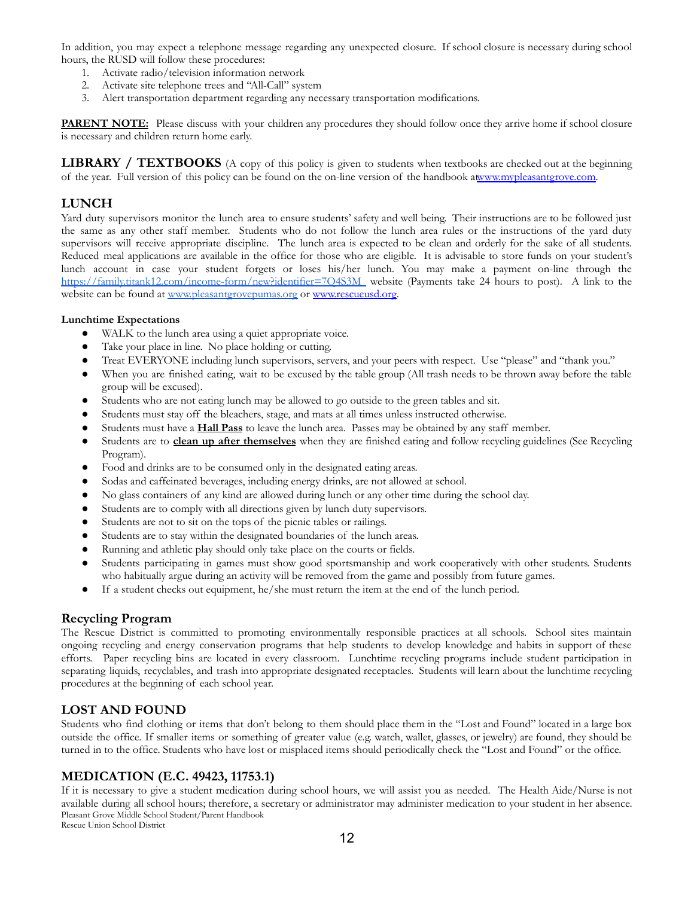In addition, you may expect a telephone message regarding any unexpected closure. If school closure is necessary during school hours, the RUSD will follow these procedures:

1. Activate radio/television information network
2. Activate site telephone trees and "All-Call" system
3. Alert transportation department regarding any necessary transportation modifications.

**PARENT NOTE:** Please discuss with your children any procedures they should follow once they arrive home if school closure is necessary and children return home early.

**LIBRARY / TEXTBOOKS** (A copy of this policy is given to students when textbooks are checked out at the beginning of the year. Full version of this policy can be found on the on-line version of the handbook at www.mypleasantgrove.com.

## LUNCH

Yard duty supervisors monitor the lunch area to ensure students' safety and well being. Their instructions are to be followed just the same as any other staff member. Students who do not follow the lunch area rules or the instructions of the yard duty supervisors will receive appropriate discipline. The lunch area is expected to be clean and orderly for the sake of all students. Reduced meal applications are available in the office for those who are eligible. It is advisable to store funds on your student's lunch account in case your student forgets or loses his/her lunch. You may make a payment on-line through the https://family.titank12.com/income-form/new?identifier=7Q4S3M website (Payments take 24 hours to post). A link to the website can be found at www.pleasantgrovepumas.org or www.rescueusd.org.

**Lunchtime Expectations**

- WALK to the lunch area using a quiet appropriate voice.
- Take your place in line. No place holding or cutting.
- Treat EVERYONE including lunch supervisors, servers, and your peers with respect. Use "please" and "thank you."
- When you are finished eating, wait to be excused by the table group (All trash needs to be thrown away before the table group will be excused).
- Students who are not eating lunch may be allowed to go outside to the green tables and sit.
- Students must stay off the bleachers, stage, and mats at all times unless instructed otherwise.
- Students must have a **Hall Pass** to leave the lunch area. Passes may be obtained by any staff member.
- Students are to **clean up after themselves** when they are finished eating and follow recycling guidelines (See Recycling Program).
- Food and drinks are to be consumed only in the designated eating areas.
- Sodas and caffeinated beverages, including energy drinks, are not allowed at school.
- No glass containers of any kind are allowed during lunch or any other time during the school day.
- Students are to comply with all directions given by lunch duty supervisors.
- Students are not to sit on the tops of the picnic tables or railings.
- Students are to stay within the designated boundaries of the lunch areas.
- Running and athletic play should only take place on the courts or fields.
- Students participating in games must show good sportsmanship and work cooperatively with other students. Students who habitually argue during an activity will be removed from the game and possibly from future games.
- If a student checks out equipment, he/she must return the item at the end of the lunch period.

### Recycling Program

The Rescue District is committed to promoting environmentally responsible practices at all schools. School sites maintain ongoing recycling and energy conservation programs that help students to develop knowledge and habits in support of these efforts. Paper recycling bins are located in every classroom. Lunchtime recycling programs include student participation in separating liquids, recyclables, and trash into appropriate designated receptacles. Students will learn about the lunchtime recycling procedures at the beginning of each school year.

## LOST AND FOUND

Students who find clothing or items that don't belong to them should place them in the "Lost and Found" located in a large box outside the office. If smaller items or something of greater value (e.g. watch, wallet, glasses, or jewelry) are found, they should be turned in to the office. Students who have lost or misplaced items should periodically check the "Lost and Found" or the office.

## MEDICATION (E.C. 49423, 11753.1)

If it is necessary to give a student medication during school hours, we will assist you as needed. The Health Aide/Nurse is not available during all school hours; therefore, a secretary or administrator may administer medication to your student in her absence.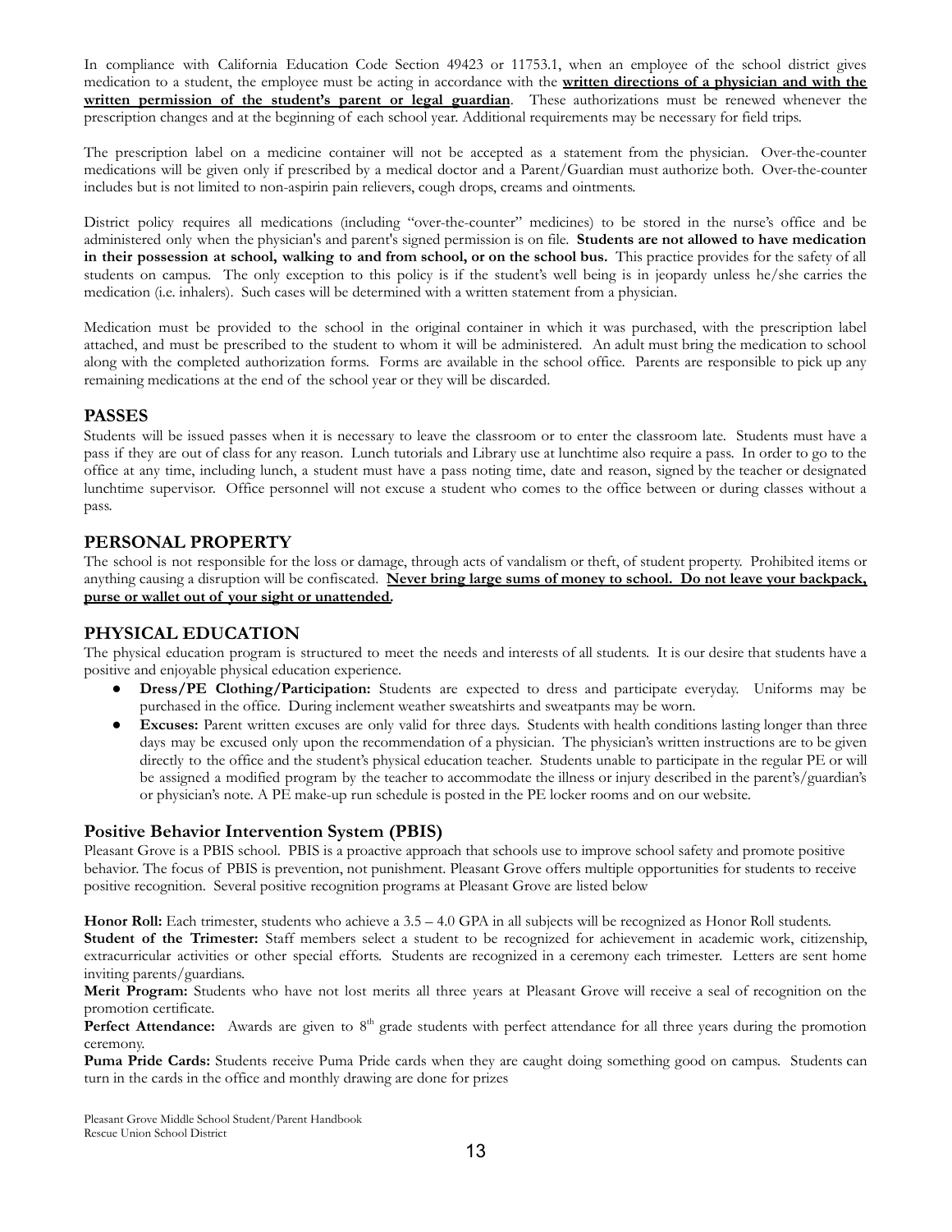In compliance with California Education Code Section 49423 or 11753.1, when an employee of the school district gives medication to a student, the employee must be acting in accordance with the **written directions of a physician and with the written permission of the student's parent or legal guardian**. These authorizations must be renewed whenever the prescription changes and at the beginning of each school year. Additional requirements may be necessary for field trips.

The prescription label on a medicine container will not be accepted as a statement from the physician. Over-the-counter medications will be given only if prescribed by a medical doctor and a Parent/Guardian must authorize both. Over-the-counter includes but is not limited to non-aspirin pain relievers, cough drops, creams and ointments.

District policy requires all medications (including "over-the-counter" medicines) to be stored in the nurse's office and be administered only when the physician's and parent's signed permission is on file. **Students are not allowed to have medication in their possession at school, walking to and from school, or on the school bus.** This practice provides for the safety of all students on campus. The only exception to this policy is if the student's well being is in jeopardy unless he/she carries the medication (i.e. inhalers). Such cases will be determined with a written statement from a physician.

Medication must be provided to the school in the original container in which it was purchased, with the prescription label attached, and must be prescribed to the student to whom it will be administered. An adult must bring the medication to school along with the completed authorization forms. Forms are available in the school office. Parents are responsible to pick up any remaining medications at the end of the school year or they will be discarded.

## PASSES

Students will be issued passes when it is necessary to leave the classroom or to enter the classroom late. Students must have a pass if they are out of class for any reason. Lunch tutorials and Library use at lunchtime also require a pass. In order to go to the office at any time, including lunch, a student must have a pass noting time, date and reason, signed by the teacher or designated lunchtime supervisor. Office personnel will not excuse a student who comes to the office between or during classes without a pass.

## PERSONAL PROPERTY

The school is not responsible for the loss or damage, through acts of vandalism or theft, of student property. Prohibited items or anything causing a disruption will be confiscated. **Never bring large sums of money to school. Do not leave your backpack, purse or wallet out of your sight or unattended.**

## PHYSICAL EDUCATION

The physical education program is structured to meet the needs and interests of all students. It is our desire that students have a positive and enjoyable physical education experience.

- **Dress/PE Clothing/Participation:** Students are expected to dress and participate everyday. Uniforms may be purchased in the office. During inclement weather sweatshirts and sweatpants may be worn.
- **Excuses:** Parent written excuses are only valid for three days. Students with health conditions lasting longer than three days may be excused only upon the recommendation of a physician. The physician's written instructions are to be given directly to the office and the student's physical education teacher. Students unable to participate in the regular PE or will be assigned a modified program by the teacher to accommodate the illness or injury described in the parent's/guardian's or physician's note. A PE make-up run schedule is posted in the PE locker rooms and on our website.

### Positive Behavior Intervention System (PBIS)

Pleasant Grove is a PBIS school. PBIS is a proactive approach that schools use to improve school safety and promote positive behavior. The focus of PBIS is prevention, not punishment. Pleasant Grove offers multiple opportunities for students to receive positive recognition. Several positive recognition programs at Pleasant Grove are listed below

**Honor Roll:** Each trimester, students who achieve a 3.5 – 4.0 GPA in all subjects will be recognized as Honor Roll students.

**Student of the Trimester:** Staff members select a student to be recognized for achievement in academic work, citizenship, extracurricular activities or other special efforts. Students are recognized in a ceremony each trimester. Letters are sent home inviting parents/guardians.

**Merit Program:** Students who have not lost merits all three years at Pleasant Grove will receive a seal of recognition on the promotion certificate.

**Perfect Attendance:** Awards are given to 8th grade students with perfect attendance for all three years during the promotion ceremony.

**Puma Pride Cards:** Students receive Puma Pride cards when they are caught doing something good on campus. Students can turn in the cards in the office and monthly drawing are done for prizes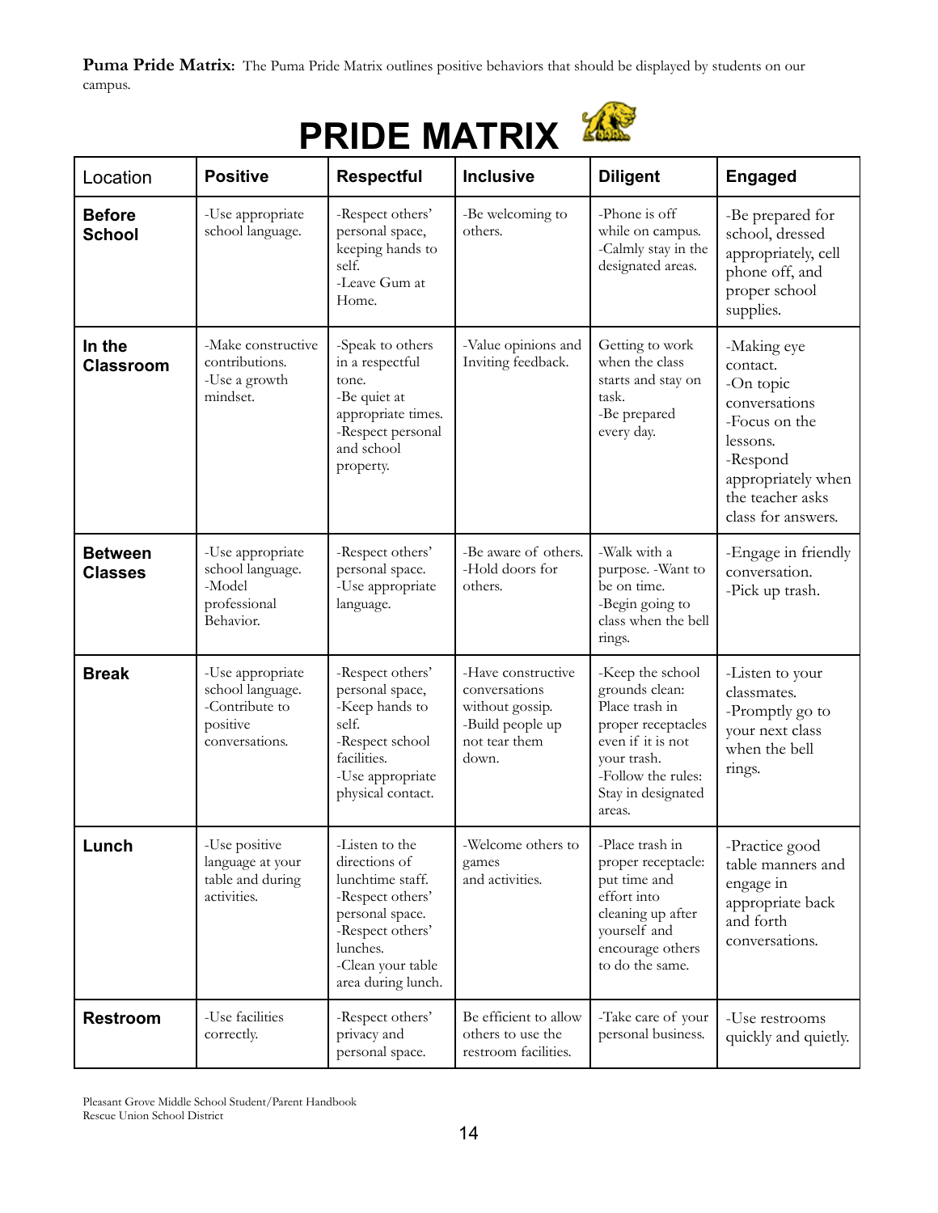**Puma Pride Matrix:** The Puma Pride Matrix outlines positive behaviors that should be displayed by students on our campus.

# PRIDE MATRIX

| Location | Positive | Respectful | Inclusive | Diligent | Engaged |
|---|---|---|---|---|---|
| **Before School** | -Use appropriate school language. | -Respect others' personal space, keeping hands to self.<br>-Leave Gum at Home. | -Be welcoming to others. | -Phone is off while on campus.<br>-Calmly stay in the designated areas. | -Be prepared for school, dressed appropriately, cell phone off, and proper school supplies. |
| **In the Classroom** | -Make constructive contributions.<br>-Use a growth mindset. | -Speak to others in a respectful tone.<br>-Be quiet at appropriate times.<br>-Respect personal and school property. | -Value opinions and Inviting feedback. | Getting to work when the class starts and stay on task.<br>-Be prepared every day. | -Making eye contact.<br>-On topic conversations<br>-Focus on the lessons.<br>-Respond appropriately when the teacher asks class for answers. |
| **Between Classes** | -Use appropriate school language.<br>-Model professional Behavior. | -Respect others' personal space.<br>-Use appropriate language. | -Be aware of others.<br>-Hold doors for others. | -Walk with a purpose. -Want to be on time.<br>-Begin going to class when the bell rings. | -Engage in friendly conversation.<br>-Pick up trash. |
| **Break** | -Use appropriate school language.<br>-Contribute to positive conversations. | -Respect others' personal space,<br>-Keep hands to self.<br>-Respect school facilities.<br>-Use appropriate physical contact. | -Have constructive conversations without gossip.<br>-Build people up not tear them down. | -Keep the school grounds clean: Place trash in proper receptacles even if it is not your trash.<br>-Follow the rules: Stay in designated areas. | -Listen to your classmates.<br>-Promptly go to your next class when the bell rings. |
| **Lunch** | -Use positive language at your table and during activities. | -Listen to the directions of lunchtime staff.<br>-Respect others' personal space.<br>-Respect others' lunches.<br>-Clean your table area during lunch. | -Welcome others to games and activities. | -Place trash in proper receptacle: put time and effort into cleaning up after yourself and encourage others to do the same. | -Practice good table manners and engage in appropriate back and forth conversations. |
| **Restroom** | -Use facilities correctly. | -Respect others' privacy and personal space. | Be efficient to allow others to use the restroom facilities. | -Take care of your personal business. | -Use restrooms quickly and quietly. |

Pleasant Grove Middle School Student/Parent Handbook
Rescue Union School District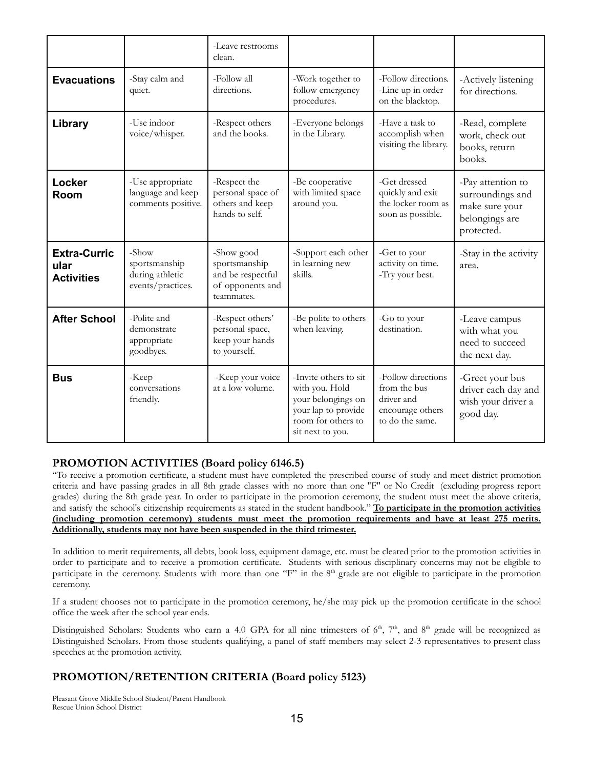| | | | | | |
|---|---|---|---|---|---|
| | | -Leave restrooms clean. | | | |
| **Evacuations** | -Stay calm and quiet. | -Follow all directions. | -Work together to follow emergency procedures. | -Follow directions. -Line up in order on the blacktop. | -Actively listening for directions. |
| **Library** | -Use indoor voice/whisper. | -Respect others and the books. | -Everyone belongs in the Library. | -Have a task to accomplish when visiting the library. | -Read, complete work, check out books, return books. |
| **Locker Room** | -Use appropriate language and keep comments positive. | -Respect the personal space of others and keep hands to self. | -Be cooperative with limited space around you. | -Get dressed quickly and exit the locker room as soon as possible. | -Pay attention to surroundings and make sure your belongings are protected. |
| **Extra-Curricular Activities** | -Show sportsmanship during athletic events/practices. | -Show good sportsmanship and be respectful of opponents and teammates. | -Support each other in learning new skills. | -Get to your activity on time. -Try your best. | -Stay in the activity area. |
| **After School** | -Polite and demonstrate appropriate goodbyes. | -Respect others' personal space, keep your hands to yourself. | -Be polite to others when leaving. | -Go to your destination. | -Leave campus with what you need to succeed the next day. |
| **Bus** | -Keep conversations friendly. | -Keep your voice at a low volume. | -Invite others to sit with you. Hold your belongings on your lap to provide room for others to sit next to you. | -Follow directions from the bus driver and encourage others to do the same. | -Greet your bus driver each day and wish your driver a good day. |

## PROMOTION ACTIVITIES (Board policy 6146.5)

"To receive a promotion certificate, a student must have completed the prescribed course of study and meet district promotion criteria and have passing grades in all 8th grade classes with no more than one "F" or No Credit (excluding progress report grades) during the 8th grade year. In order to participate in the promotion ceremony, the student must meet the above criteria, and satisfy the school's citizenship requirements as stated in the student handbook." **To participate in the promotion activities (including promotion ceremony) students must meet the promotion requirements and have at least 275 merits. Additionally, students may not have been suspended in the third trimester.**

In addition to merit requirements, all debts, book loss, equipment damage, etc. must be cleared prior to the promotion activities in order to participate and to receive a promotion certificate. Students with serious disciplinary concerns may not be eligible to participate in the ceremony. Students with more than one "F" in the 8th grade are not eligible to participate in the promotion ceremony.

If a student chooses not to participate in the promotion ceremony, he/she may pick up the promotion certificate in the school office the week after the school year ends.

Distinguished Scholars: Students who earn a 4.0 GPA for all nine trimesters of 6th, 7th, and 8th grade will be recognized as Distinguished Scholars. From those students qualifying, a panel of staff members may select 2-3 representatives to present class speeches at the promotion activity.

## PROMOTION/RETENTION CRITERIA (Board policy 5123)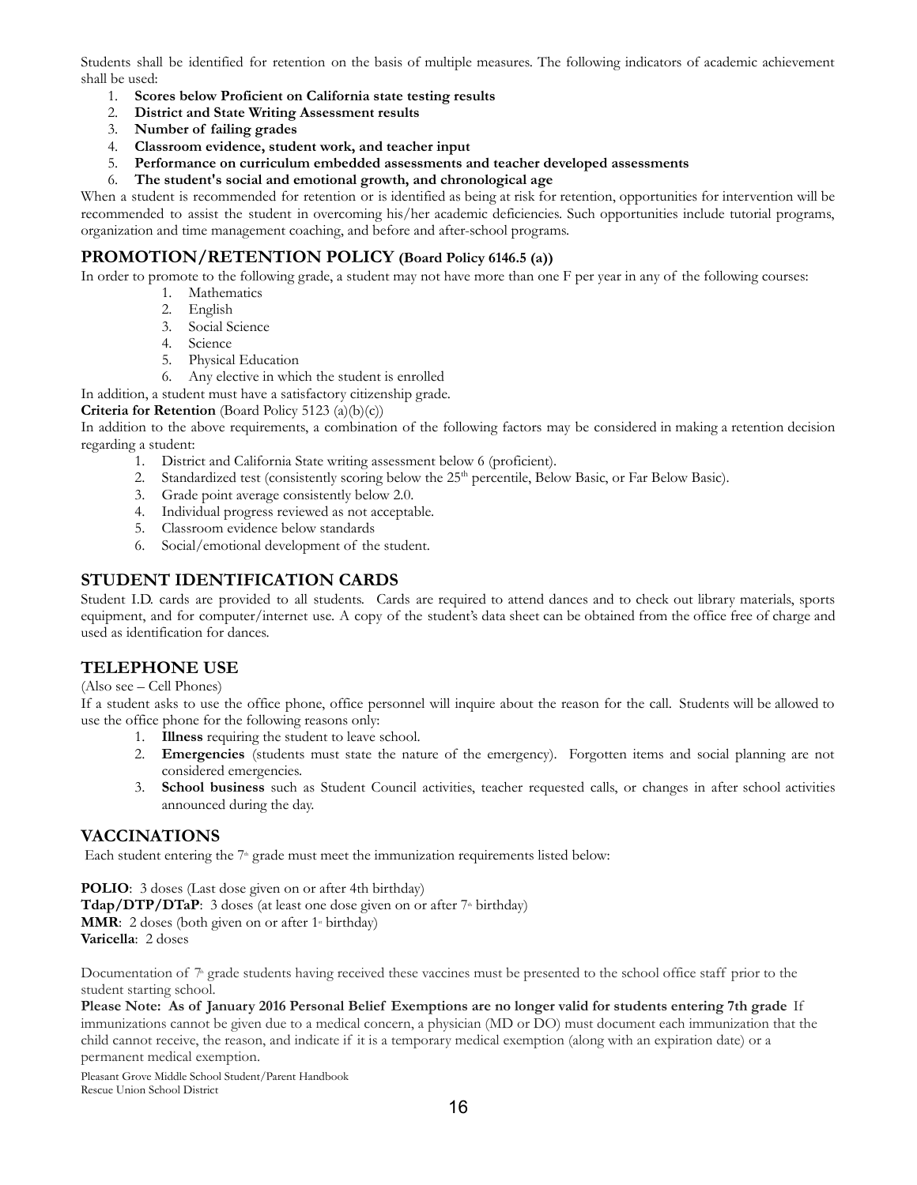Students shall be identified for retention on the basis of multiple measures. The following indicators of academic achievement shall be used:

1. **Scores below Proficient on California state testing results**
2. **District and State Writing Assessment results**
3. **Number of failing grades**
4. **Classroom evidence, student work, and teacher input**
5. **Performance on curriculum embedded assessments and teacher developed assessments**
6. **The student's social and emotional growth, and chronological age**

When a student is recommended for retention or is identified as being at risk for retention, opportunities for intervention will be recommended to assist the student in overcoming his/her academic deficiencies. Such opportunities include tutorial programs, organization and time management coaching, and before and after-school programs.

## PROMOTION/RETENTION POLICY (Board Policy 6146.5 (a))

In order to promote to the following grade, a student may not have more than one F per year in any of the following courses:

1. Mathematics
2. English
3. Social Science
4. Science
5. Physical Education
6. Any elective in which the student is enrolled

In addition, a student must have a satisfactory citizenship grade.

**Criteria for Retention** (Board Policy 5123 (a)(b)(c))

In addition to the above requirements, a combination of the following factors may be considered in making a retention decision regarding a student:

1. District and California State writing assessment below 6 (proficient).
2. Standardized test (consistently scoring below the 25th percentile, Below Basic, or Far Below Basic).
3. Grade point average consistently below 2.0.
4. Individual progress reviewed as not acceptable.
5. Classroom evidence below standards
6. Social/emotional development of the student.

## STUDENT IDENTIFICATION CARDS

Student I.D. cards are provided to all students. Cards are required to attend dances and to check out library materials, sports equipment, and for computer/internet use. A copy of the student's data sheet can be obtained from the office free of charge and used as identification for dances.

## TELEPHONE USE

(Also see – Cell Phones)

If a student asks to use the office phone, office personnel will inquire about the reason for the call. Students will be allowed to use the office phone for the following reasons only:

1. **Illness** requiring the student to leave school.
2. **Emergencies** (students must state the nature of the emergency). Forgotten items and social planning are not considered emergencies.
3. **School business** such as Student Council activities, teacher requested calls, or changes in after school activities announced during the day.

## VACCINATIONS

Each student entering the 7th grade must meet the immunization requirements listed below:

**POLIO**: 3 doses (Last dose given on or after 4th birthday)
**Tdap/DTP/DTaP**: 3 doses (at least one dose given on or after 7th birthday)
**MMR**: 2 doses (both given on or after 1st birthday)
**Varicella**: 2 doses

Documentation of 7th grade students having received these vaccines must be presented to the school office staff prior to the student starting school.

**Please Note: As of January 2016 Personal Belief Exemptions are no longer valid for students entering 7th grade** If immunizations cannot be given due to a medical concern, a physician (MD or DO) must document each immunization that the child cannot receive, the reason, and indicate if it is a temporary medical exemption (along with an expiration date) or a permanent medical exemption.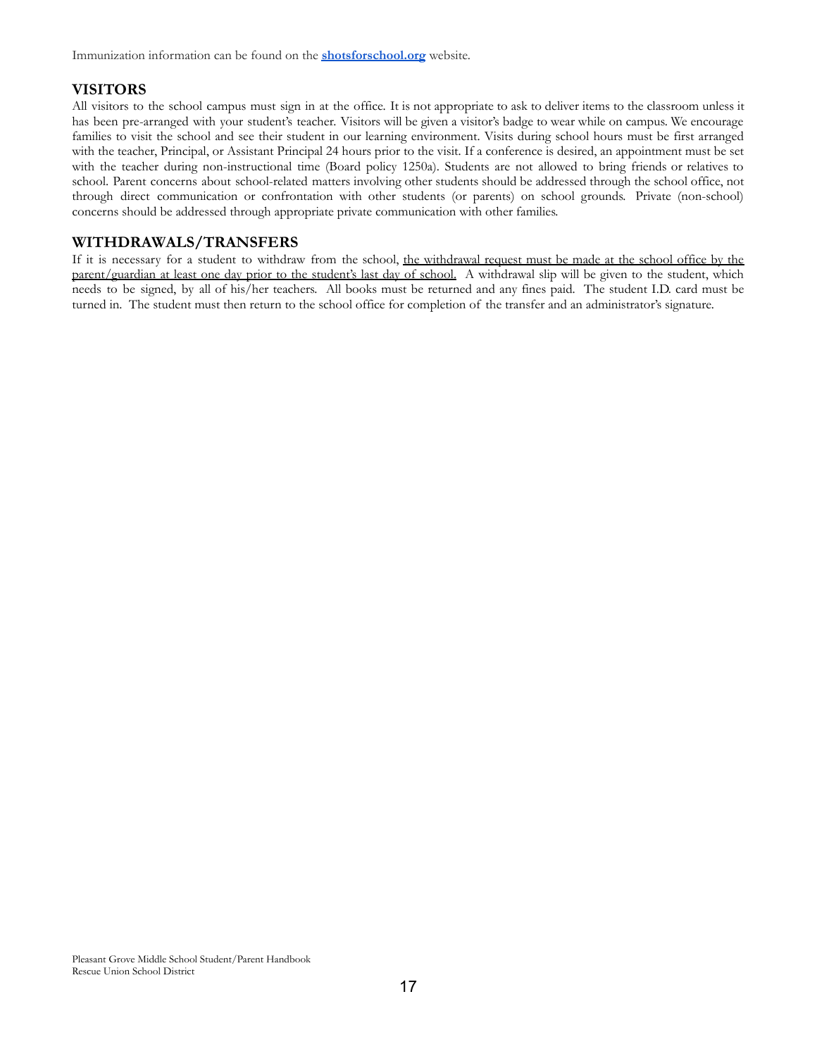Immunization information can be found on the **[shotsforschool.org](shotsforschool.org)** website.

## VISITORS

All visitors to the school campus must sign in at the office. It is not appropriate to ask to deliver items to the classroom unless it has been pre-arranged with your student's teacher. Visitors will be given a visitor's badge to wear while on campus. We encourage families to visit the school and see their student in our learning environment. Visits during school hours must be first arranged with the teacher, Principal, or Assistant Principal 24 hours prior to the visit. If a conference is desired, an appointment must be set with the teacher during non-instructional time (Board policy 1250a). Students are not allowed to bring friends or relatives to school. Parent concerns about school-related matters involving other students should be addressed through the school office, not through direct communication or confrontation with other students (or parents) on school grounds. Private (non-school) concerns should be addressed through appropriate private communication with other families.

## WITHDRAWALS/TRANSFERS

If it is necessary for a student to withdraw from the school, <u>the withdrawal request must be made at the school office by the parent/guardian at least one day prior to the student's last day of school.</u> A withdrawal slip will be given to the student, which needs to be signed, by all of his/her teachers. All books must be returned and any fines paid. The student I.D. card must be turned in. The student must then return to the school office for completion of the transfer and an administrator's signature.